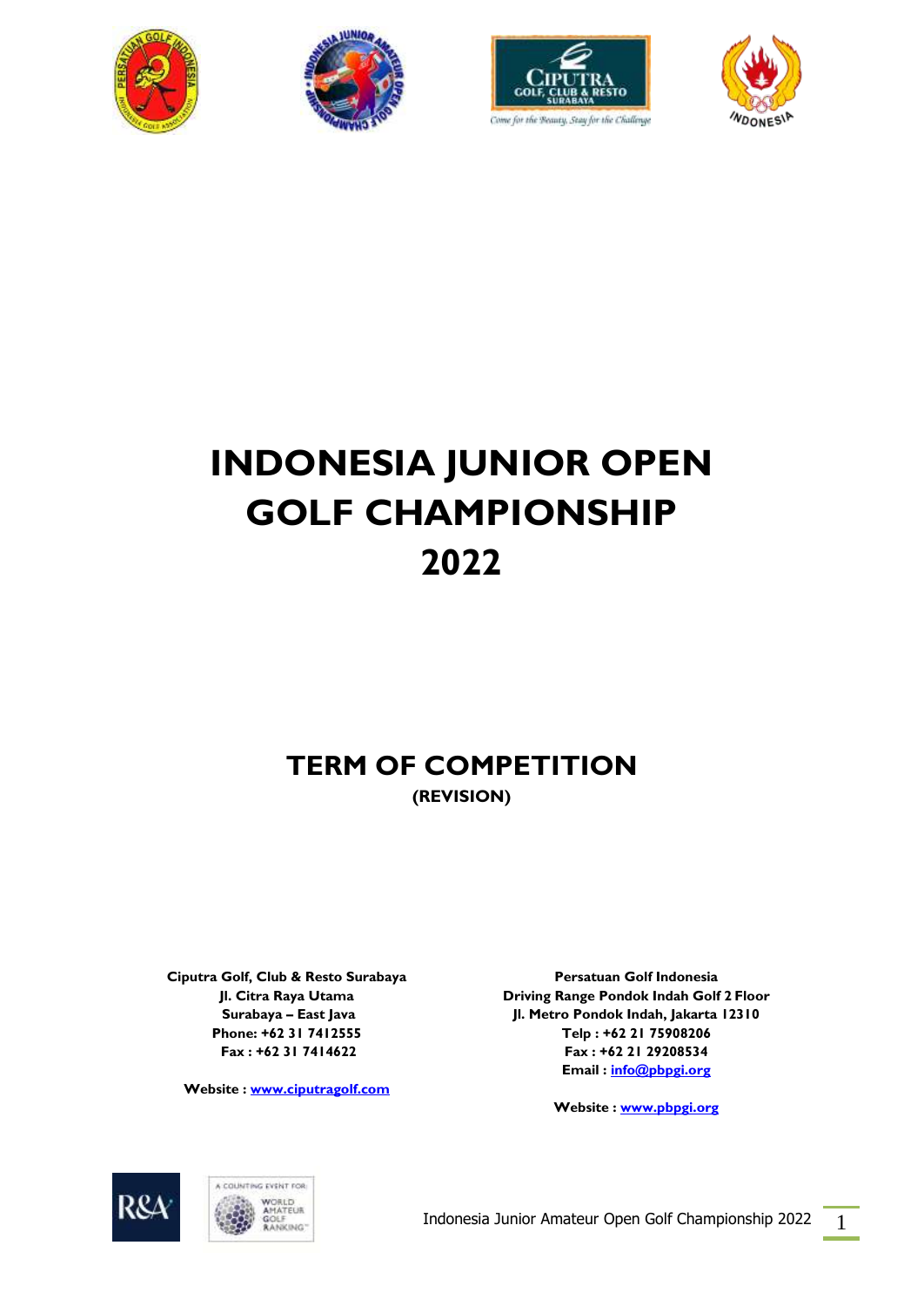# INDONESIA JUNIOR OPEN GOLF CHAMPIONSHIP 2022

## TERM OF COMPETITION

**(REVISION)**

**Ciputra Golf, Club & Resto Surabaya**
**Jl. Citra Raya Utama**
**Surabaya – East Java**
**Phone: +62 31 7412555**
**Fax : +62 31 7414622**

**Website : www.ciputragolf.com**

**Persatuan Golf Indonesia**
**Driving Range Pondok Indah Golf 2 Floor**
**Jl. Metro Pondok Indah, Jakarta 12310**
**Telp : +62 21 75908206**
**Fax : +62 21 29208534**
**Email : info@pbpgi.org**

**Website : www.pbpgi.org**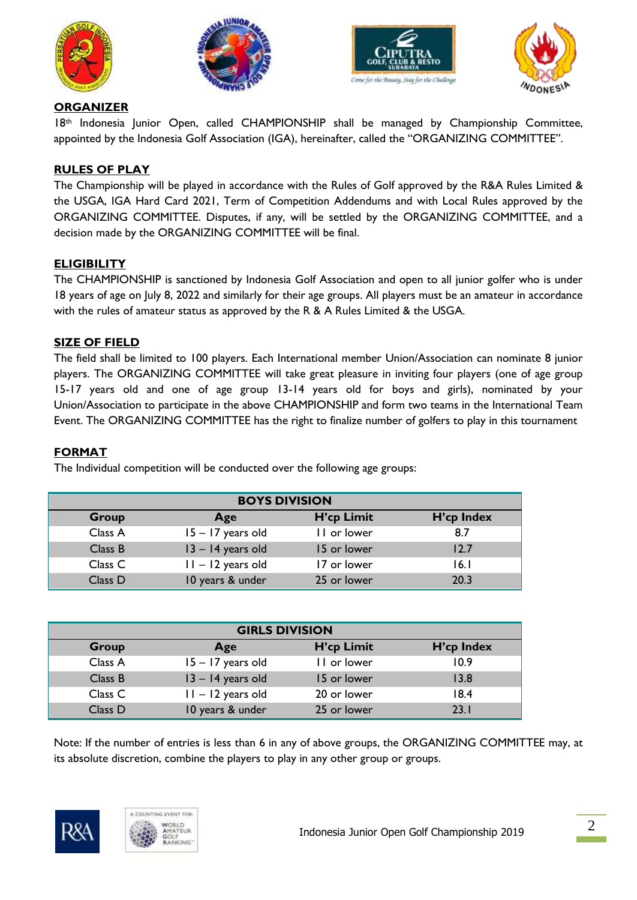## ORGANIZER

18th Indonesia Junior Open, called CHAMPIONSHIP shall be managed by Championship Committee, appointed by the Indonesia Golf Association (IGA), hereinafter, called the "ORGANIZING COMMITTEE".

## RULES OF PLAY

The Championship will be played in accordance with the Rules of Golf approved by the R&A Rules Limited & the USGA, IGA Hard Card 2021, Term of Competition Addendums and with Local Rules approved by the ORGANIZING COMMITTEE. Disputes, if any, will be settled by the ORGANIZING COMMITTEE, and a decision made by the ORGANIZING COMMITTEE will be final.

## ELIGIBILITY

The CHAMPIONSHIP is sanctioned by Indonesia Golf Association and open to all junior golfer who is under 18 years of age on July 8, 2022 and similarly for their age groups. All players must be an amateur in accordance with the rules of amateur status as approved by the R & A Rules Limited & the USGA.

## SIZE OF FIELD

The field shall be limited to 100 players. Each International member Union/Association can nominate 8 junior players. The ORGANIZING COMMITTEE will take great pleasure in inviting four players (one of age group 15-17 years old and one of age group 13-14 years old for boys and girls), nominated by your Union/Association to participate in the above CHAMPIONSHIP and form two teams in the International Team Event. The ORGANIZING COMMITTEE has the right to finalize number of golfers to play in this tournament

## FORMAT

The Individual competition will be conducted over the following age groups:

| BOYS DIVISION | | | |
|---|---|---|---|
| **Group** | **Age** | **H'cp Limit** | **H'cp Index** |
| Class A | 15 – 17 years old | 11 or lower | 8.7 |
| Class B | 13 – 14 years old | 15 or lower | 12.7 |
| Class C | 11 – 12 years old | 17 or lower | 16.1 |
| Class D | 10 years & under | 25 or lower | 20.3 |

| GIRLS DIVISION | | | |
|---|---|---|---|
| **Group** | **Age** | **H'cp Limit** | **H'cp Index** |
| Class A | 15 – 17 years old | 11 or lower | 10.9 |
| Class B | 13 – 14 years old | 15 or lower | 13.8 |
| Class C | 11 – 12 years old | 20 or lower | 18.4 |
| Class D | 10 years & under | 25 or lower | 23.1 |

Note: If the number of entries is less than 6 in any of above groups, the ORGANIZING COMMITTEE may, at its absolute discretion, combine the players to play in any other group or groups.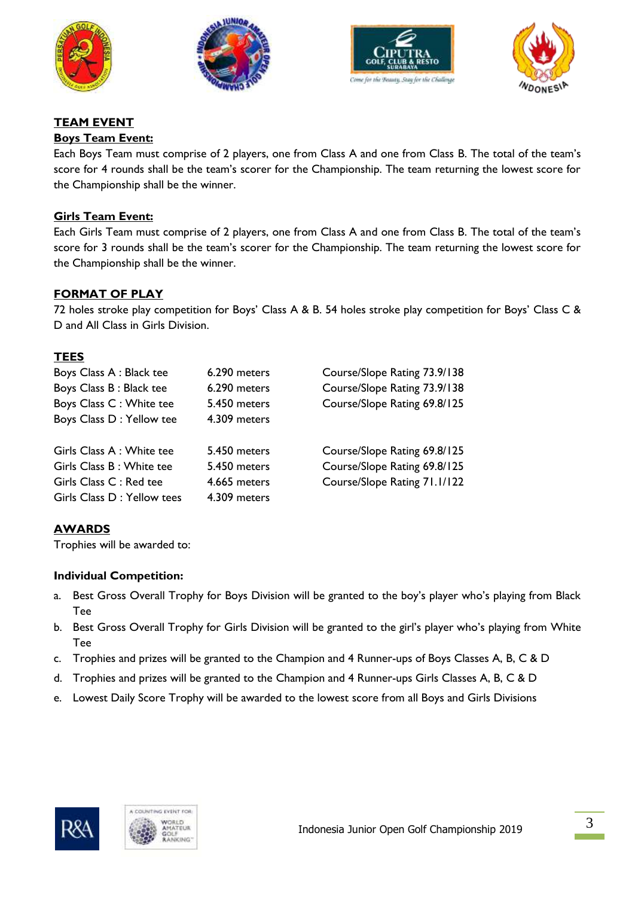## TEAM EVENT

### Boys Team Event:

Each Boys Team must comprise of 2 players, one from Class A and one from Class B. The total of the team's score for 4 rounds shall be the team's scorer for the Championship. The team returning the lowest score for the Championship shall be the winner.

### Girls Team Event:

Each Girls Team must comprise of 2 players, one from Class A and one from Class B. The total of the team's score for 3 rounds shall be the team's scorer for the Championship. The team returning the lowest score for the Championship shall be the winner.

## FORMAT OF PLAY

72 holes stroke play competition for Boys' Class A & B. 54 holes stroke play competition for Boys' Class C & D and All Class in Girls Division.

## TEES

| | | |
|---|---|---|
| Boys Class A : Black tee | 6.290 meters | Course/Slope Rating 73.9/138 |
| Boys Class B : Black tee | 6.290 meters | Course/Slope Rating 73.9/138 |
| Boys Class C : White tee | 5.450 meters | Course/Slope Rating 69.8/125 |
| Boys Class D : Yellow tee | 4.309 meters | |
| | | |
| Girls Class A : White tee | 5.450 meters | Course/Slope Rating 69.8/125 |
| Girls Class B : White tee | 5.450 meters | Course/Slope Rating 69.8/125 |
| Girls Class C : Red tee | 4.665 meters | Course/Slope Rating 71.1/122 |
| Girls Class D : Yellow tees | 4.309 meters | |

## AWARDS

Trophies will be awarded to:

**Individual Competition:**

a. Best Gross Overall Trophy for Boys Division will be granted to the boy's player who's playing from Black Tee
b. Best Gross Overall Trophy for Girls Division will be granted to the girl's player who's playing from White Tee
c. Trophies and prizes will be granted to the Champion and 4 Runner-ups of Boys Classes A, B, C & D
d. Trophies and prizes will be granted to the Champion and 4 Runner-ups Girls Classes A, B, C & D
e. Lowest Daily Score Trophy will be awarded to the lowest score from all Boys and Girls Divisions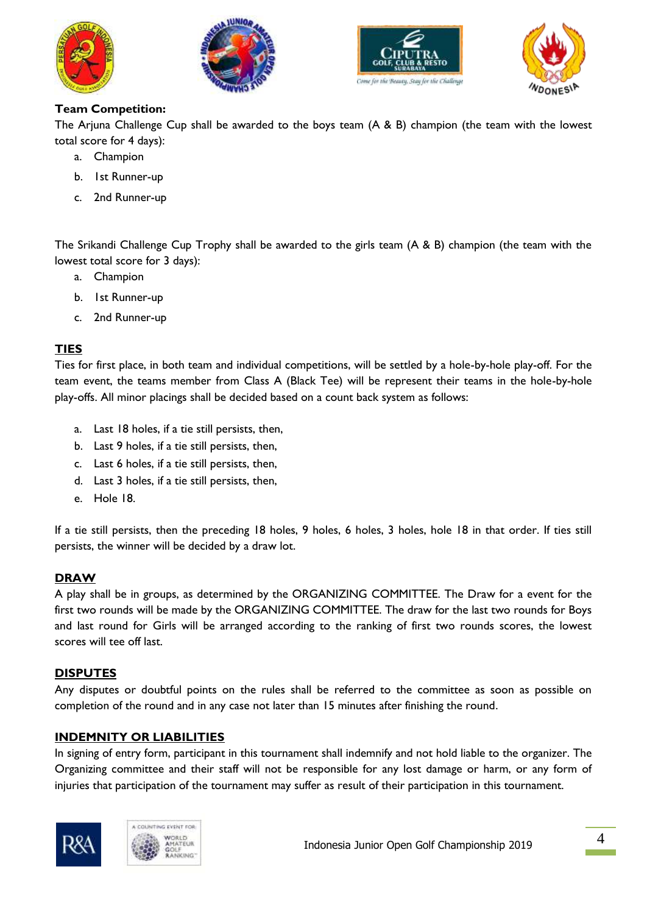**Team Competition:**

The Arjuna Challenge Cup shall be awarded to the boys team (A & B) champion (the team with the lowest total score for 4 days):

a. Champion
b. 1st Runner-up
c. 2nd Runner-up

The Srikandi Challenge Cup Trophy shall be awarded to the girls team (A & B) champion (the team with the lowest total score for 3 days):

a. Champion
b. 1st Runner-up
c. 2nd Runner-up

## TIES

Ties for first place, in both team and individual competitions, will be settled by a hole-by-hole play-off. For the team event, the teams member from Class A (Black Tee) will be represent their teams in the hole-by-hole play-offs. All minor placings shall be decided based on a count back system as follows:

a. Last 18 holes, if a tie still persists, then,
b. Last 9 holes, if a tie still persists, then,
c. Last 6 holes, if a tie still persists, then,
d. Last 3 holes, if a tie still persists, then,
e. Hole 18.

If a tie still persists, then the preceding 18 holes, 9 holes, 6 holes, 3 holes, hole 18 in that order. If ties still persists, the winner will be decided by a draw lot.

## DRAW

A play shall be in groups, as determined by the ORGANIZING COMMITTEE. The Draw for a event for the first two rounds will be made by the ORGANIZING COMMITTEE. The draw for the last two rounds for Boys and last round for Girls will be arranged according to the ranking of first two rounds scores, the lowest scores will tee off last.

## DISPUTES

Any disputes or doubtful points on the rules shall be referred to the committee as soon as possible on completion of the round and in any case not later than 15 minutes after finishing the round.

## INDEMNITY OR LIABILITIES

In signing of entry form, participant in this tournament shall indemnify and not hold liable to the organizer. The Organizing committee and their staff will not be responsible for any lost damage or harm, or any form of injuries that participation of the tournament may suffer as result of their participation in this tournament.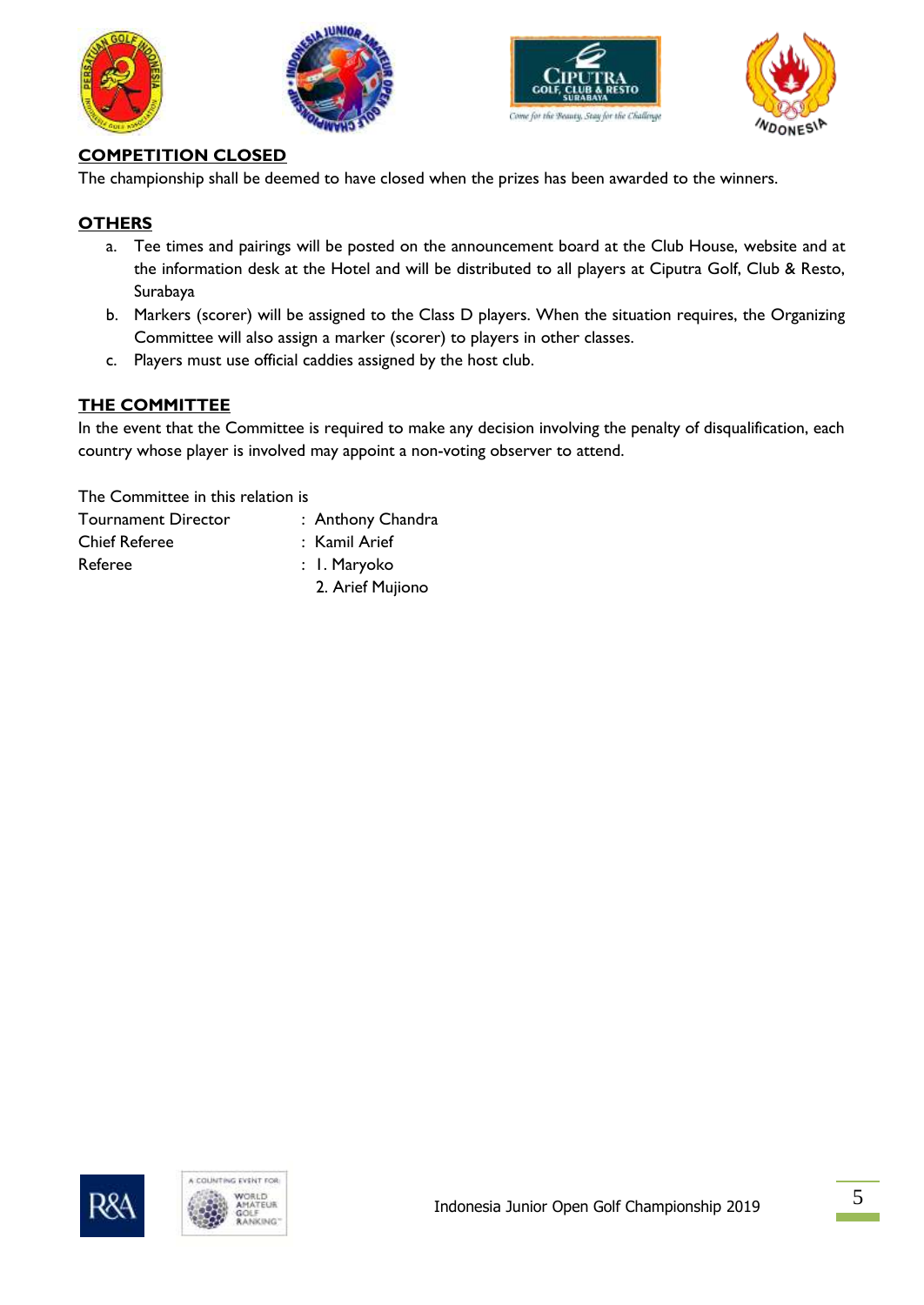## COMPETITION CLOSED

The championship shall be deemed to have closed when the prizes has been awarded to the winners.

## OTHERS

a. Tee times and pairings will be posted on the announcement board at the Club House, website and at the information desk at the Hotel and will be distributed to all players at Ciputra Golf, Club & Resto, Surabaya
b. Markers (scorer) will be assigned to the Class D players. When the situation requires, the Organizing Committee will also assign a marker (scorer) to players in other classes.
c. Players must use official caddies assigned by the host club.

## THE COMMITTEE

In the event that the Committee is required to make any decision involving the penalty of disqualification, each country whose player is involved may appoint a non-voting observer to attend.

The Committee in this relation is

| | |
|---|---|
| Tournament Director | : Anthony Chandra |
| Chief Referee | : Kamil Arief |
| Referee | : 1. Maryoko |
| | 2. Arief Mujiono |